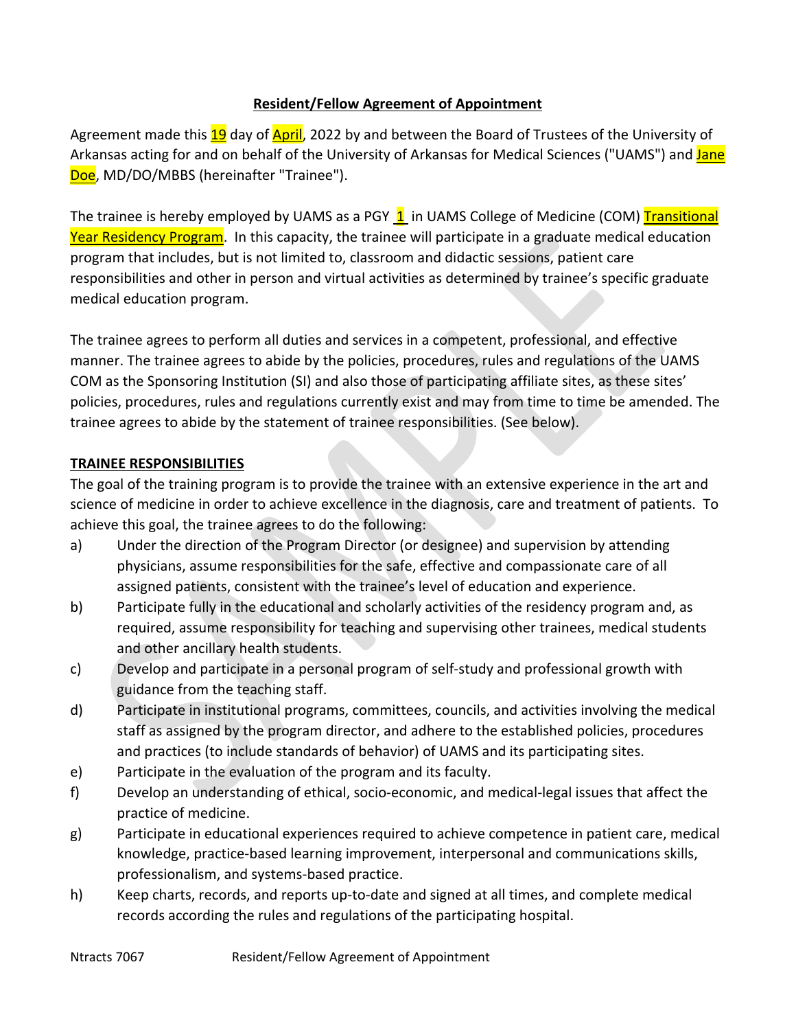**Resident/Fellow Agreement of Appointment**

Agreement made this 19 day of April, 2022 by and between the Board of Trustees of the University of Arkansas acting for and on behalf of the University of Arkansas for Medical Sciences ("UAMS") and Jane Doe, MD/DO/MBBS (hereinafter "Trainee").

The trainee is hereby employed by UAMS as a PGY 1 in UAMS College of Medicine (COM) Transitional Year Residency Program. In this capacity, the trainee will participate in a graduate medical education program that includes, but is not limited to, classroom and didactic sessions, patient care responsibilities and other in person and virtual activities as determined by trainee's specific graduate medical education program.

The trainee agrees to perform all duties and services in a competent, professional, and effective manner. The trainee agrees to abide by the policies, procedures, rules and regulations of the UAMS COM as the Sponsoring Institution (SI) and also those of participating affiliate sites, as these sites' policies, procedures, rules and regulations currently exist and may from time to time be amended. The trainee agrees to abide by the statement of trainee responsibilities. (See below).

**TRAINEE RESPONSIBILITIES**

The goal of the training program is to provide the trainee with an extensive experience in the art and science of medicine in order to achieve excellence in the diagnosis, care and treatment of patients. To achieve this goal, the trainee agrees to do the following:

a) Under the direction of the Program Director (or designee) and supervision by attending physicians, assume responsibilities for the safe, effective and compassionate care of all assigned patients, consistent with the trainee's level of education and experience.
b) Participate fully in the educational and scholarly activities of the residency program and, as required, assume responsibility for teaching and supervising other trainees, medical students and other ancillary health students.
c) Develop and participate in a personal program of self-study and professional growth with guidance from the teaching staff.
d) Participate in institutional programs, committees, councils, and activities involving the medical staff as assigned by the program director, and adhere to the established policies, procedures and practices (to include standards of behavior) of UAMS and its participating sites.
e) Participate in the evaluation of the program and its faculty.
f) Develop an understanding of ethical, socio-economic, and medical-legal issues that affect the practice of medicine.
g) Participate in educational experiences required to achieve competence in patient care, medical knowledge, practice-based learning improvement, interpersonal and communications skills, professionalism, and systems-based practice.
h) Keep charts, records, and reports up-to-date and signed at all times, and complete medical records according the rules and regulations of the participating hospital.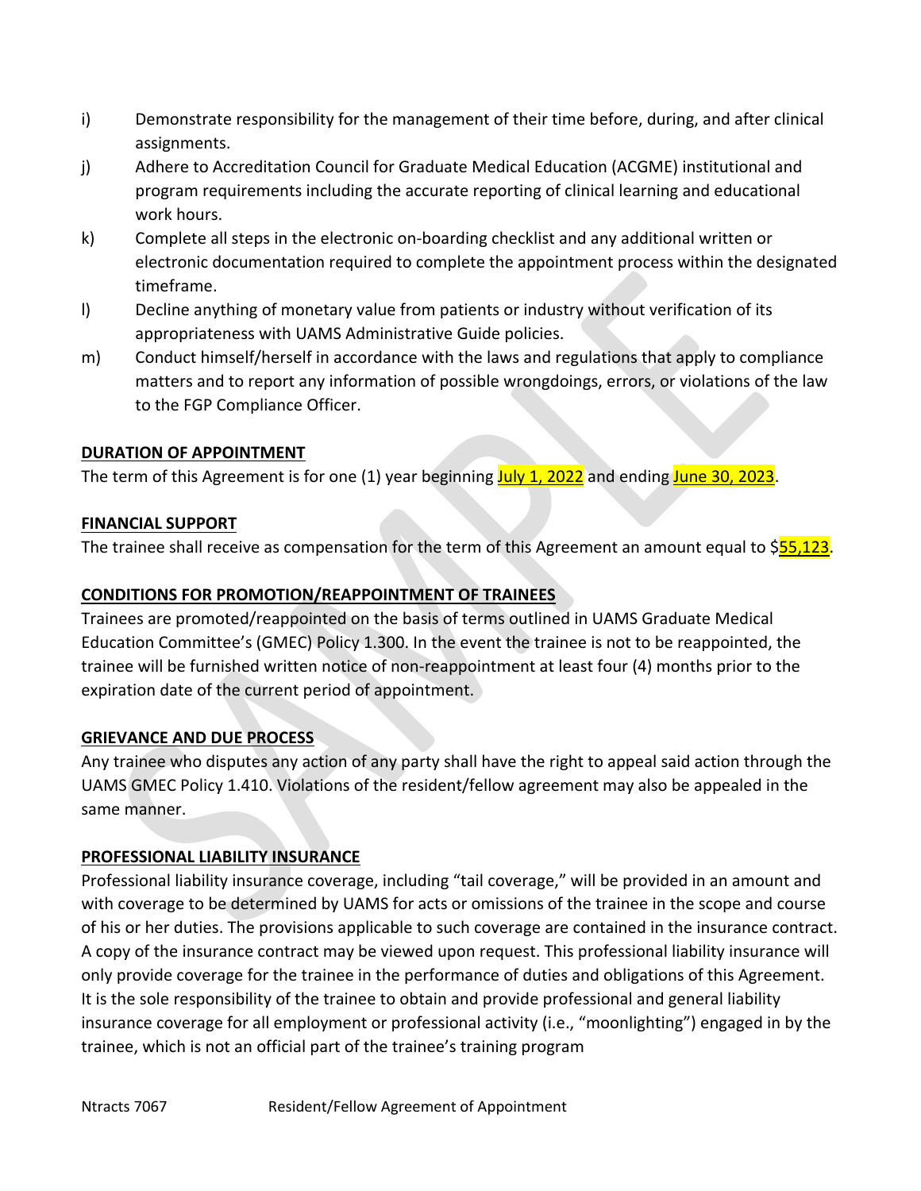i) Demonstrate responsibility for the management of their time before, during, and after clinical assignments.

j) Adhere to Accreditation Council for Graduate Medical Education (ACGME) institutional and program requirements including the accurate reporting of clinical learning and educational work hours.

k) Complete all steps in the electronic on-boarding checklist and any additional written or electronic documentation required to complete the appointment process within the designated timeframe.

l) Decline anything of monetary value from patients or industry without verification of its appropriateness with UAMS Administrative Guide policies.

m) Conduct himself/herself in accordance with the laws and regulations that apply to compliance matters and to report any information of possible wrongdoings, errors, or violations of the law to the FGP Compliance Officer.

**DURATION OF APPOINTMENT**

The term of this Agreement is for one (1) year beginning July 1, 2022 and ending June 30, 2023.

**FINANCIAL SUPPORT**

The trainee shall receive as compensation for the term of this Agreement an amount equal to $55,123.

**CONDITIONS FOR PROMOTION/REAPPOINTMENT OF TRAINEES**

Trainees are promoted/reappointed on the basis of terms outlined in UAMS Graduate Medical Education Committee's (GMEC) Policy 1.300. In the event the trainee is not to be reappointed, the trainee will be furnished written notice of non-reappointment at least four (4) months prior to the expiration date of the current period of appointment.

**GRIEVANCE AND DUE PROCESS**

Any trainee who disputes any action of any party shall have the right to appeal said action through the UAMS GMEC Policy 1.410. Violations of the resident/fellow agreement may also be appealed in the same manner.

**PROFESSIONAL LIABILITY INSURANCE**

Professional liability insurance coverage, including "tail coverage," will be provided in an amount and with coverage to be determined by UAMS for acts or omissions of the trainee in the scope and course of his or her duties. The provisions applicable to such coverage are contained in the insurance contract. A copy of the insurance contract may be viewed upon request. This professional liability insurance will only provide coverage for the trainee in the performance of duties and obligations of this Agreement. It is the sole responsibility of the trainee to obtain and provide professional and general liability insurance coverage for all employment or professional activity (i.e., "moonlighting") engaged in by the trainee, which is not an official part of the trainee's training program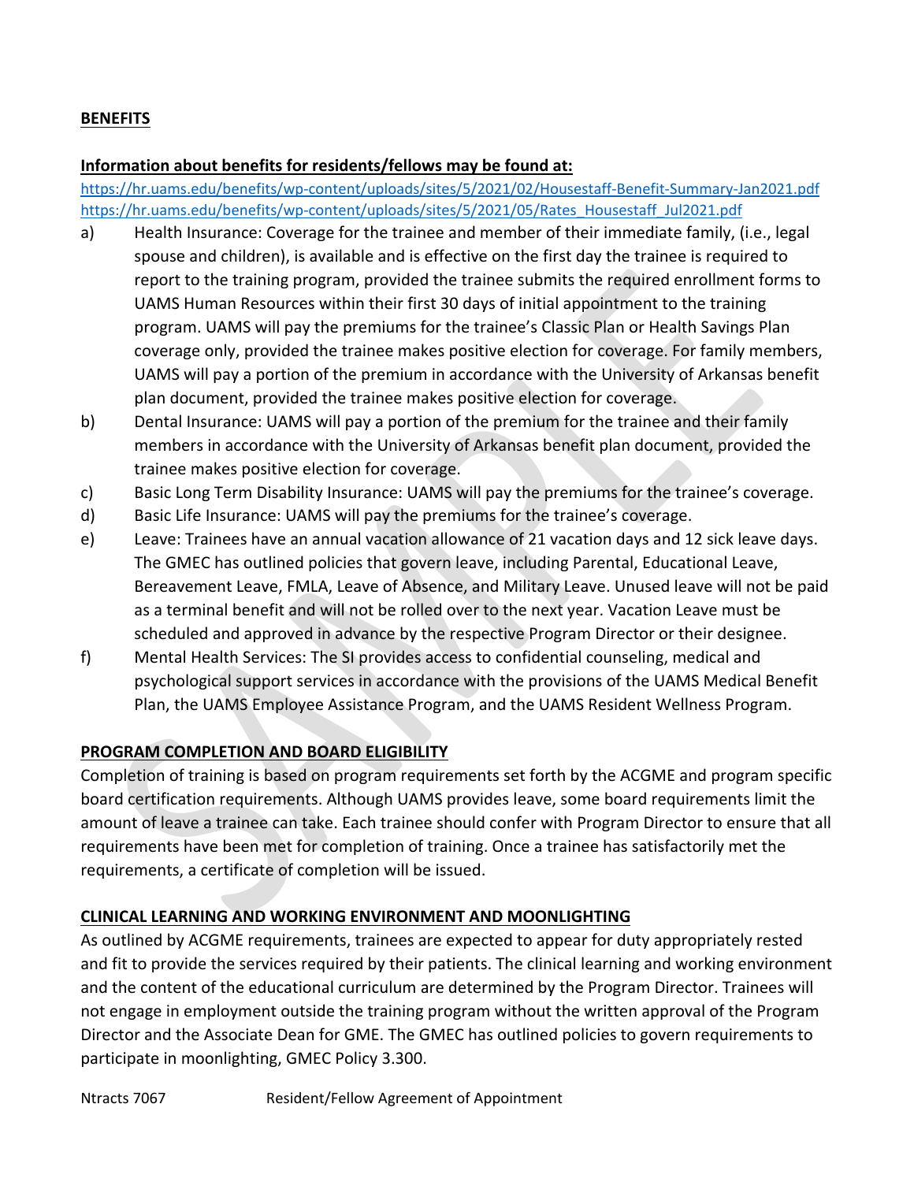## BENEFITS

**Information about benefits for residents/fellows may be found at:**

https://hr.uams.edu/benefits/wp-content/uploads/sites/5/2021/02/Housestaff-Benefit-Summary-Jan2021.pdf
https://hr.uams.edu/benefits/wp-content/uploads/sites/5/2021/05/Rates_Housestaff_Jul2021.pdf

a) Health Insurance: Coverage for the trainee and member of their immediate family, (i.e., legal spouse and children), is available and is effective on the first day the trainee is required to report to the training program, provided the trainee submits the required enrollment forms to UAMS Human Resources within their first 30 days of initial appointment to the training program. UAMS will pay the premiums for the trainee's Classic Plan or Health Savings Plan coverage only, provided the trainee makes positive election for coverage. For family members, UAMS will pay a portion of the premium in accordance with the University of Arkansas benefit plan document, provided the trainee makes positive election for coverage.

b) Dental Insurance: UAMS will pay a portion of the premium for the trainee and their family members in accordance with the University of Arkansas benefit plan document, provided the trainee makes positive election for coverage.

c) Basic Long Term Disability Insurance: UAMS will pay the premiums for the trainee's coverage.

d) Basic Life Insurance: UAMS will pay the premiums for the trainee's coverage.

e) Leave: Trainees have an annual vacation allowance of 21 vacation days and 12 sick leave days. The GMEC has outlined policies that govern leave, including Parental, Educational Leave, Bereavement Leave, FMLA, Leave of Absence, and Military Leave. Unused leave will not be paid as a terminal benefit and will not be rolled over to the next year. Vacation Leave must be scheduled and approved in advance by the respective Program Director or their designee.

f) Mental Health Services: The SI provides access to confidential counseling, medical and psychological support services in accordance with the provisions of the UAMS Medical Benefit Plan, the UAMS Employee Assistance Program, and the UAMS Resident Wellness Program.

## PROGRAM COMPLETION AND BOARD ELIGIBILITY

Completion of training is based on program requirements set forth by the ACGME and program specific board certification requirements. Although UAMS provides leave, some board requirements limit the amount of leave a trainee can take. Each trainee should confer with Program Director to ensure that all requirements have been met for completion of training. Once a trainee has satisfactorily met the requirements, a certificate of completion will be issued.

## CLINICAL LEARNING AND WORKING ENVIRONMENT AND MOONLIGHTING

As outlined by ACGME requirements, trainees are expected to appear for duty appropriately rested and fit to provide the services required by their patients. The clinical learning and working environment and the content of the educational curriculum are determined by the Program Director. Trainees will not engage in employment outside the training program without the written approval of the Program Director and the Associate Dean for GME. The GMEC has outlined policies to govern requirements to participate in moonlighting, GMEC Policy 3.300.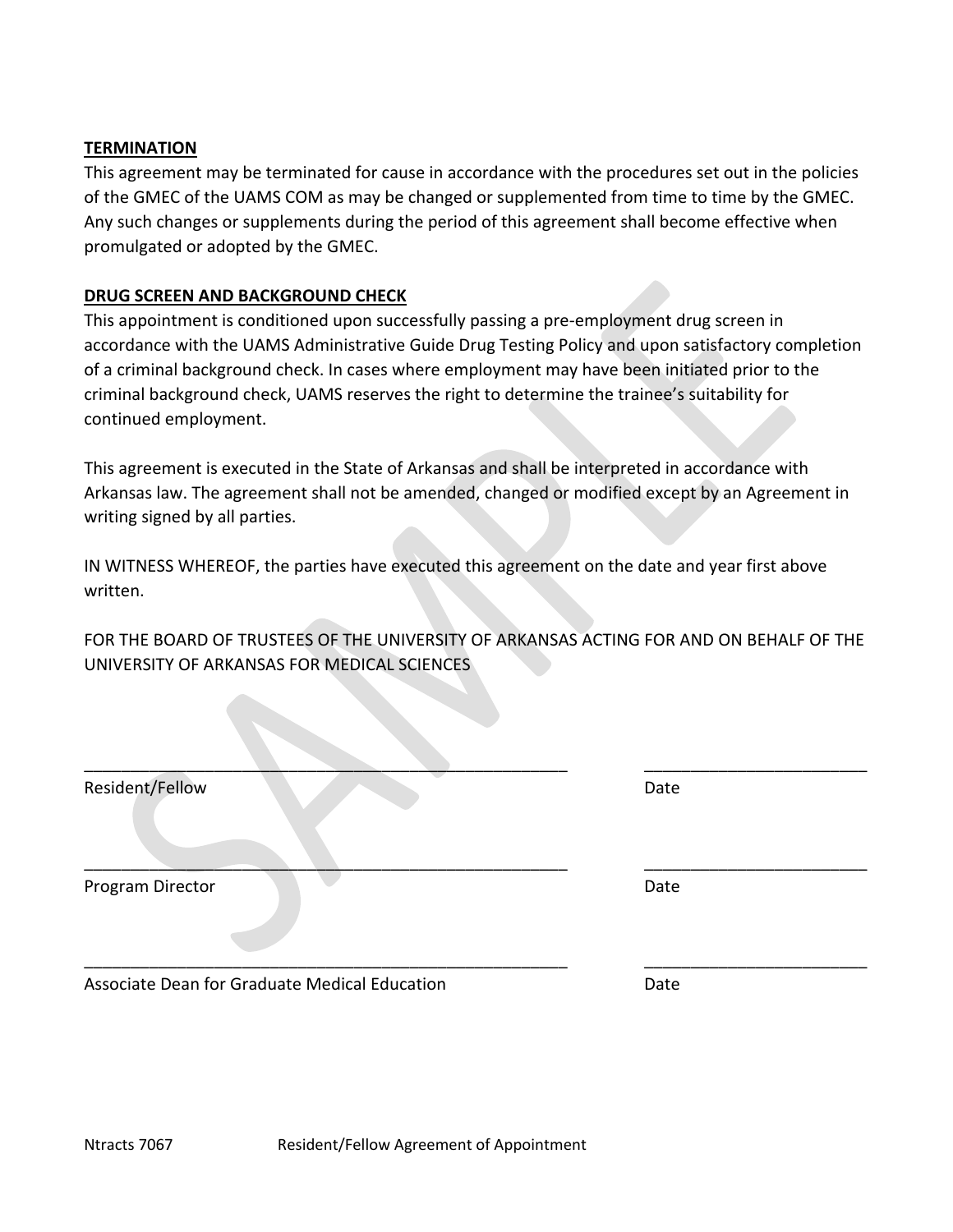**TERMINATION**

This agreement may be terminated for cause in accordance with the procedures set out in the policies of the GMEC of the UAMS COM as may be changed or supplemented from time to time by the GMEC. Any such changes or supplements during the period of this agreement shall become effective when promulgated or adopted by the GMEC.

**DRUG SCREEN AND BACKGROUND CHECK**

This appointment is conditioned upon successfully passing a pre-employment drug screen in accordance with the UAMS Administrative Guide Drug Testing Policy and upon satisfactory completion of a criminal background check. In cases where employment may have been initiated prior to the criminal background check, UAMS reserves the right to determine the trainee's suitability for continued employment.

This agreement is executed in the State of Arkansas and shall be interpreted in accordance with Arkansas law. The agreement shall not be amended, changed or modified except by an Agreement in writing signed by all parties.

IN WITNESS WHEREOF, the parties have executed this agreement on the date and year first above written.

FOR THE BOARD OF TRUSTEES OF THE UNIVERSITY OF ARKANSAS ACTING FOR AND ON BEHALF OF THE UNIVERSITY OF ARKANSAS FOR MEDICAL SCIENCES

| | |
|---|---|
| ______________________________________________________ | ________________________ |
| Resident/Fellow | Date |
| ______________________________________________________ | ________________________ |
| Program Director | Date |
| ______________________________________________________ | ________________________ |
| Associate Dean for Graduate Medical Education | Date |

Ntracts 7067 Resident/Fellow Agreement of Appointment